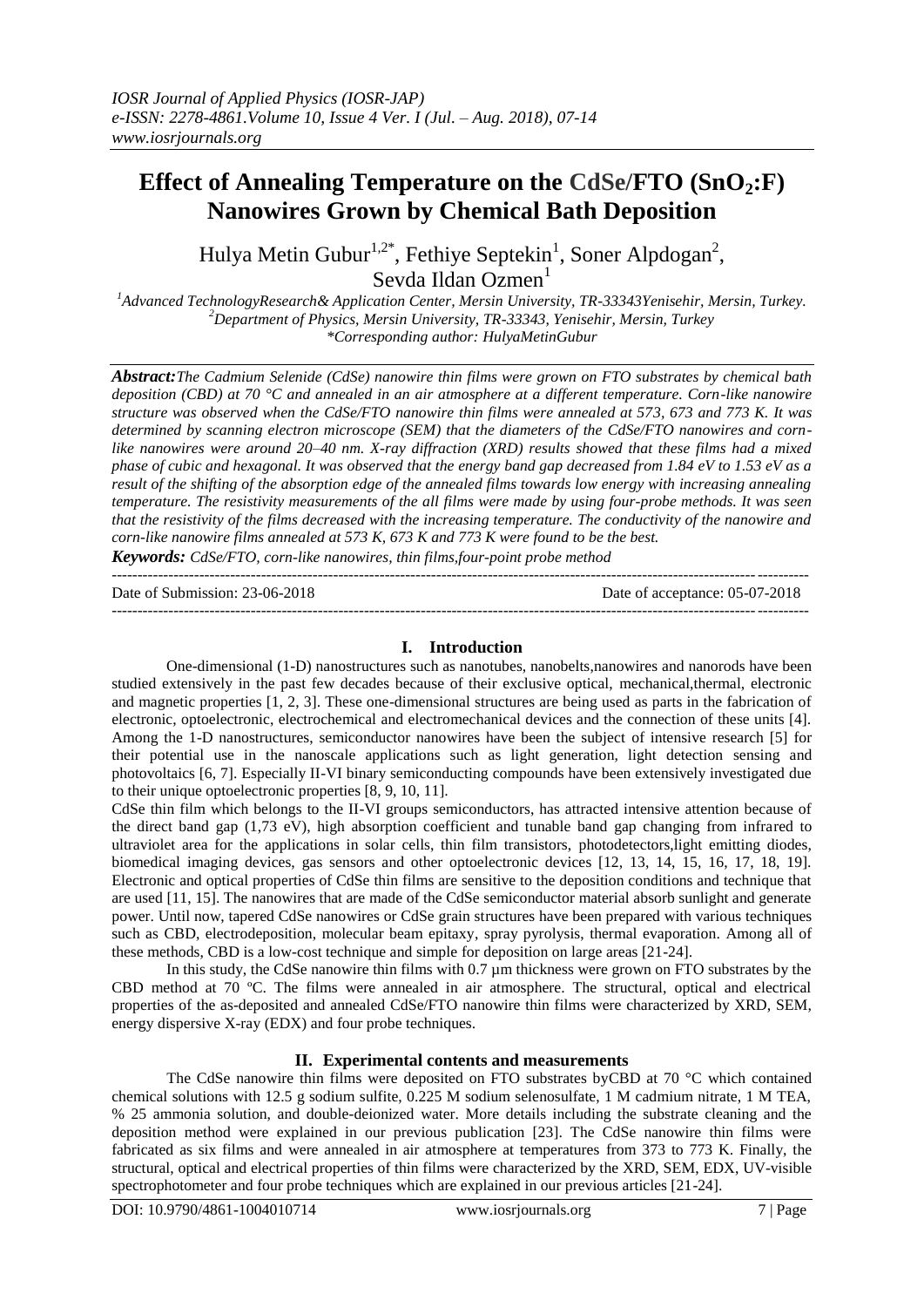*IOSR Journal of Applied Physics (IOSR-JAP)*
*e-ISSN: 2278-4861.Volume 10, Issue 4 Ver. I (Jul. – Aug. 2018), 07-14*
*www.iosrjournals.org*

# Effect of Annealing Temperature on the CdSe/FTO ($SnO_2$:F) Nanowires Grown by Chemical Bath Deposition

Hulya Metin Gubur[1,2*], Fethiye Septekin[1], Soner Alpdogan[2], Sevda Ildan Ozmen[1]

[1]*Advanced TechnologyResearch& Application Center, Mersin University, TR-33343Yenisehir, Mersin, Turkey.*
[2]*Department of Physics, Mersin University, TR-33343, Yenisehir, Mersin, Turkey*
*\*Corresponding author: HulyaMetinGubur*

***Abstract:*** *The Cadmium Selenide (CdSe) nanowire thin films were grown on FTO substrates by chemical bath deposition (CBD) at 70 °C and annealed in an air atmosphere at a different temperature. Corn-like nanowire structure was observed when the CdSe/FTO nanowire thin films were annealed at 573, 673 and 773 K. It was determined by scanning electron microscope (SEM) that the diameters of the CdSe/FTO nanowires and corn-like nanowires were around 20–40 nm. X-ray diffraction (XRD) results showed that these films had a mixed phase of cubic and hexagonal. It was observed that the energy band gap decreased from 1.84 eV to 1.53 eV as a result of the shifting of the absorption edge of the annealed films towards low energy with increasing annealing temperature. The resistivity measurements of the all films were made by using four-probe methods. It was seen that the resistivity of the films decreased with the increasing temperature. The conductivity of the nanowire and corn-like nanowire films annealed at 573 K, 673 K and 773 K were found to be the best.*

***Keywords:*** *CdSe/FTO, corn-like nanowires, thin films,four-point probe method*

Date of Submission: 23-06-2018 Date of acceptance: 05-07-2018

## I. Introduction

One-dimensional (1-D) nanostructures such as nanotubes, nanobelts,nanowires and nanorods have been studied extensively in the past few decades because of their exclusive optical, mechanical,thermal, electronic and magnetic properties [1, 2, 3]. These one-dimensional structures are being used as parts in the fabrication of electronic, optoelectronic, electrochemical and electromechanical devices and the connection of these units [4]. Among the 1-D nanostructures, semiconductor nanowires have been the subject of intensive research [5] for their potential use in the nanoscale applications such as light generation, light detection sensing and photovoltaics [6, 7]. Especially II-VI binary semiconducting compounds have been extensively investigated due to their unique optoelectronic properties [8, 9, 10, 11].

CdSe thin film which belongs to the II-VI groups semiconductors, has attracted intensive attention because of the direct band gap (1,73 eV), high absorption coefficient and tunable band gap changing from infrared to ultraviolet area for the applications in solar cells, thin film transistors, photodetectors,light emitting diodes, biomedical imaging devices, gas sensors and other optoelectronic devices [12, 13, 14, 15, 16, 17, 18, 19]. Electronic and optical properties of CdSe thin films are sensitive to the deposition conditions and technique that are used [11, 15]. The nanowires that are made of the CdSe semiconductor material absorb sunlight and generate power. Until now, tapered CdSe nanowires or CdSe grain structures have been prepared with various techniques such as CBD, electrodeposition, molecular beam epitaxy, spray pyrolysis, thermal evaporation. Among all of these methods, CBD is a low-cost technique and simple for deposition on large areas [21-24].

In this study, the CdSe nanowire thin films with 0.7 µm thickness were grown on FTO substrates by the CBD method at 70 ºC. The films were annealed in air atmosphere. The structural, optical and electrical properties of the as-deposited and annealed CdSe/FTO nanowire thin films were characterized by XRD, SEM, energy dispersive X-ray (EDX) and four probe techniques.

## II. Experimental contents and measurements

The CdSe nanowire thin films were deposited on FTO substrates byCBD at 70 °C which contained chemical solutions with 12.5 g sodium sulfite, 0.225 M sodium selenosulfate, 1 M cadmium nitrate, 1 M TEA, % 25 ammonia solution, and double-deionized water. More details including the substrate cleaning and the deposition method were explained in our previous publication [23]. The CdSe nanowire thin films were fabricated as six films and were annealed in air atmosphere at temperatures from 373 to 773 K. Finally, the structural, optical and electrical properties of thin films were characterized by the XRD, SEM, EDX, UV-visible spectrophotometer and four probe techniques which are explained in our previous articles [21-24].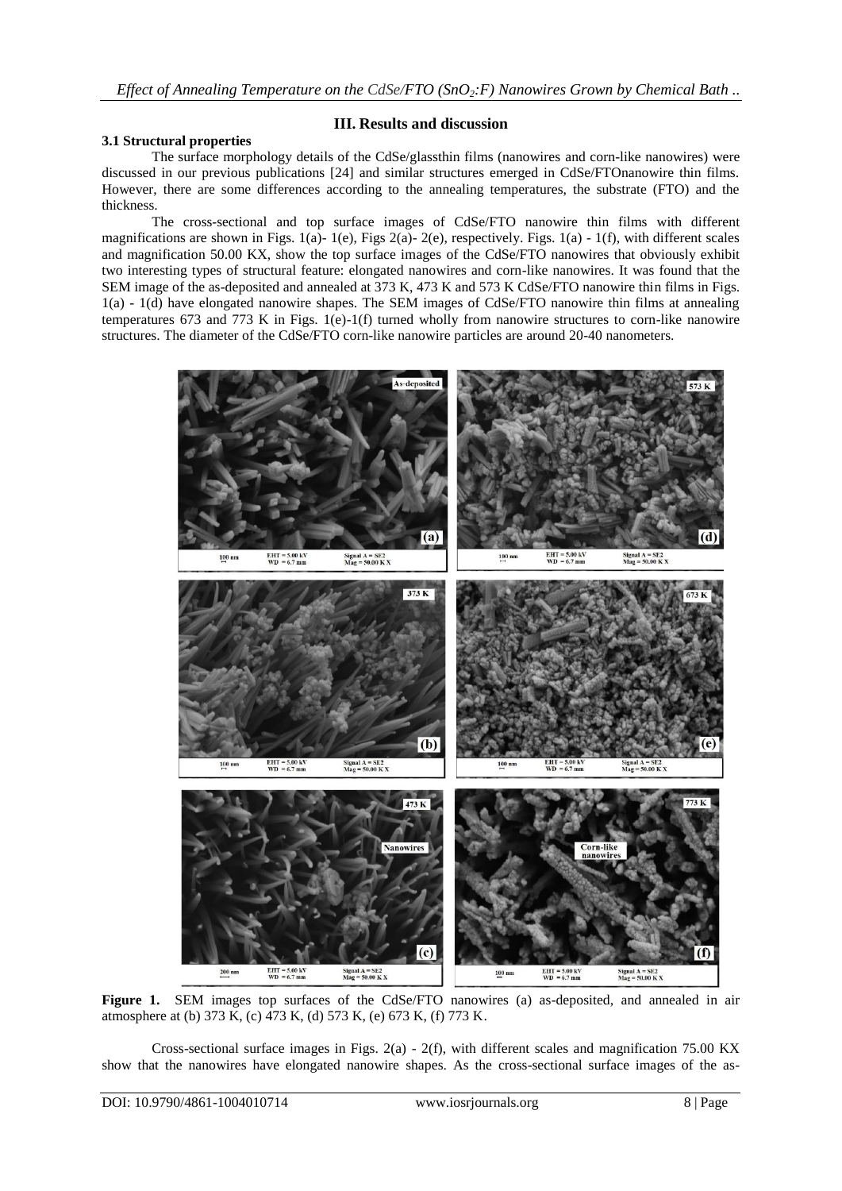## III. Results and discussion

### 3.1 Structural properties

The surface morphology details of the CdSe/glassthin films (nanowires and corn-like nanowires) were discussed in our previous publications [24] and similar structures emerged in CdSe/FTOnanowire thin films. However, there are some differences according to the annealing temperatures, the substrate (FTO) and the thickness.

The cross-sectional and top surface images of CdSe/FTO nanowire thin films with different magnifications are shown in Figs. 1(a)- 1(e), Figs 2(a)- 2(e), respectively. Figs. 1(a) - 1(f), with different scales and magnification 50.00 KX, show the top surface images of the CdSe/FTO nanowires that obviously exhibit two interesting types of structural feature: elongated nanowires and corn-like nanowires. It was found that the SEM image of the as-deposited and annealed at 373 K, 473 K and 573 K CdSe/FTO nanowire thin films in Figs. 1(a) - 1(d) have elongated nanowire shapes. The SEM images of CdSe/FTO nanowire thin films at annealing temperatures 673 and 773 K in Figs. 1(e)-1(f) turned wholly from nanowire structures to corn-like nanowire structures. The diameter of the CdSe/FTO corn-like nanowire particles are around 20-40 nanometers.

**Figure 1.** SEM images top surfaces of the CdSe/FTO nanowires (a) as-deposited, and annealed in air atmosphere at (b) 373 K, (c) 473 K, (d) 573 K, (e) 673 K, (f) 773 K.

Cross-sectional surface images in Figs. 2(a) - 2(f), with different scales and magnification 75.00 KX show that the nanowires have elongated nanowire shapes. As the cross-sectional surface images of the as-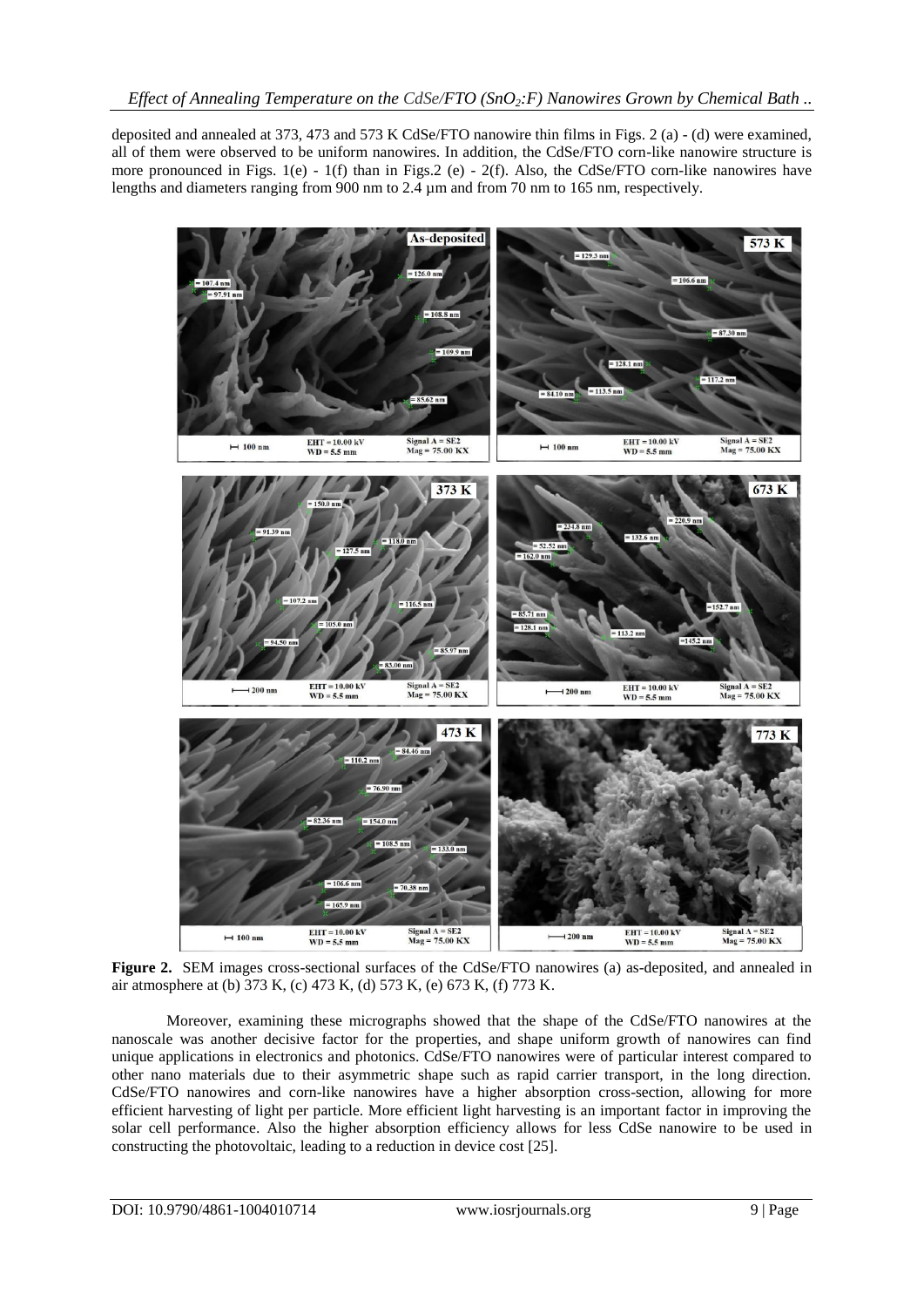deposited and annealed at 373, 473 and 573 K CdSe/FTO nanowire thin films in Figs. 2 (a) - (d) were examined, all of them were observed to be uniform nanowires. In addition, the CdSe/FTO corn-like nanowire structure is more pronounced in Figs. 1(e) - 1(f) than in Figs.2 (e) - 2(f). Also, the CdSe/FTO corn-like nanowires have lengths and diameters ranging from 900 nm to 2.4 µm and from 70 nm to 165 nm, respectively.

**Figure 2.** SEM images cross-sectional surfaces of the CdSe/FTO nanowires (a) as-deposited, and annealed in air atmosphere at (b) 373 K, (c) 473 K, (d) 573 K, (e) 673 K, (f) 773 K.

Moreover, examining these micrographs showed that the shape of the CdSe/FTO nanowires at the nanoscale was another decisive factor for the properties, and shape uniform growth of nanowires can find unique applications in electronics and photonics. CdSe/FTO nanowires were of particular interest compared to other nano materials due to their asymmetric shape such as rapid carrier transport, in the long direction. CdSe/FTO nanowires and corn-like nanowires have a higher absorption cross-section, allowing for more efficient harvesting of light per particle. More efficient light harvesting is an important factor in improving the solar cell performance. Also the higher absorption efficiency allows for less CdSe nanowire to be used in constructing the photovoltaic, leading to a reduction in device cost [25].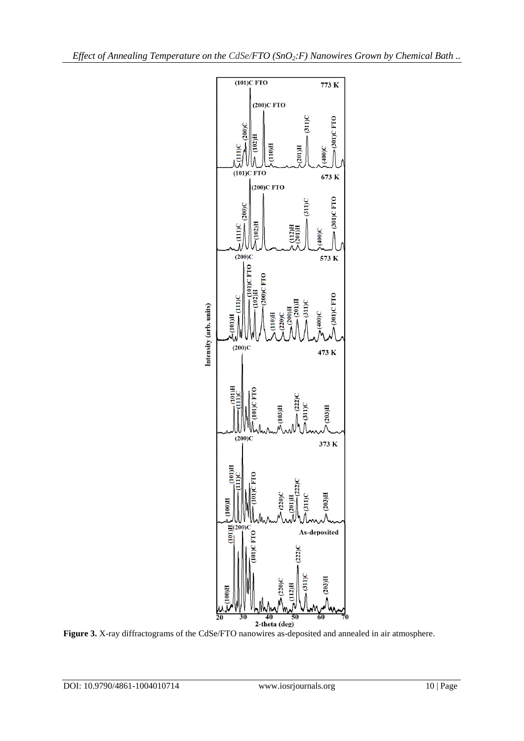**Figure 3.** X-ray diffractograms of the CdSe/FTO nanowires as-deposited and annealed in air atmosphere.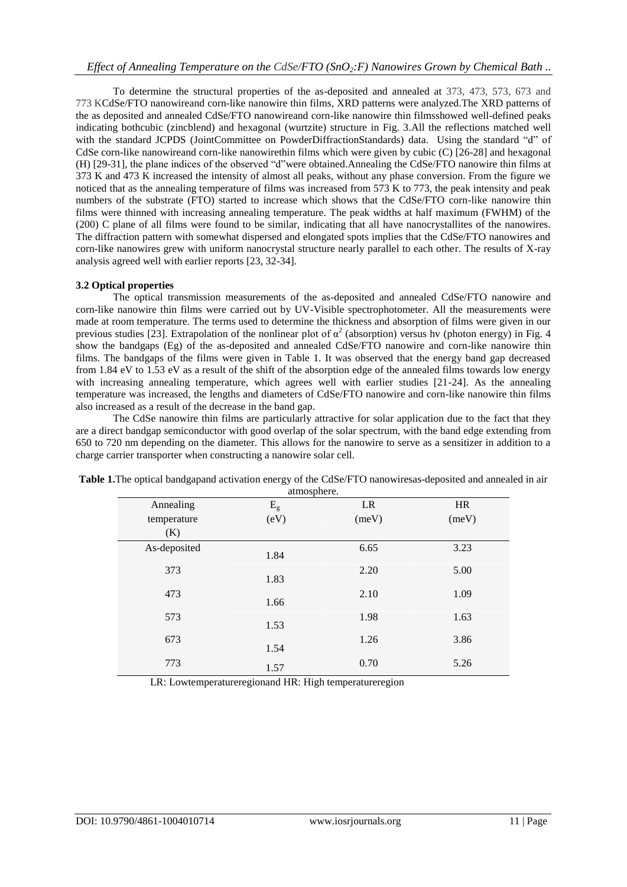To determine the structural properties of the as-deposited and annealed at 373, 473, 573, 673 and 773 KCdSe/FTO nanowireand corn-like nanowire thin films, XRD patterns were analyzed.The XRD patterns of the as deposited and annealed CdSe/FTO nanowireand corn-like nanowire thin filmsshowed well-defined peaks indicating bothcubic (zincblend) and hexagonal (wurtzite) structure in Fig. 3.All the reflections matched well with the standard JCPDS (JointCommittee on PowderDiffractionStandards) data. Using the standard "d" of CdSe corn-like nanowireand corn-like nanowirethin films which were given by cubic (C) [26-28] and hexagonal (H) [29-31], the plane indices of the observed "d"were obtained.Annealing the CdSe/FTO nanowire thin films at 373 K and 473 K increased the intensity of almost all peaks, without any phase conversion. From the figure we noticed that as the annealing temperature of films was increased from 573 K to 773, the peak intensity and peak numbers of the substrate (FTO) started to increase which shows that the CdSe/FTO corn-like nanowire thin films were thinned with increasing annealing temperature. The peak widths at half maximum (FWHM) of the (200) C plane of all films were found to be similar, indicating that all have nanocrystallites of the nanowires. The diffraction pattern with somewhat dispersed and elongated spots implies that the CdSe/FTO nanowires and corn-like nanowires grew with uniform nanocrystal structure nearly parallel to each other. The results of X-ray analysis agreed well with earlier reports [23, 32-34].

### 3.2 Optical properties

The optical transmission measurements of the as-deposited and annealed CdSe/FTO nanowire and corn-like nanowire thin films were carried out by UV-Visible spectrophotometer. All the measurements were made at room temperature. The terms used to determine the thickness and absorption of films were given in our previous studies [23]. Extrapolation of the nonlinear plot of $\alpha^2$ (absorption) versus hν (photon energy) in Fig. 4 show the bandgaps (Eg) of the as-deposited and annealed CdSe/FTO nanowire and corn-like nanowire thin films. The bandgaps of the films were given in Table 1. It was observed that the energy band gap decreased from 1.84 eV to 1.53 eV as a result of the shift of the absorption edge of the annealed films towards low energy with increasing annealing temperature, which agrees well with earlier studies [21-24]. As the annealing temperature was increased, the lengths and diameters of CdSe/FTO nanowire and corn-like nanowire thin films also increased as a result of the decrease in the band gap.

The CdSe nanowire thin films are particularly attractive for solar application due to the fact that they are a direct bandgap semiconductor with good overlap of the solar spectrum, with the band edge extending from 650 to 720 nm depending on the diameter. This allows for the nanowire to serve as a sensitizer in addition to a charge carrier transporter when constructing a nanowire solar cell.

**Table 1.** The optical bandgapand activation energy of the CdSe/FTO nanowiresas-deposited and annealed in air atmosphere.

| Annealing temperature (K) | $E_g$ (eV) | LR (meV) | HR (meV) |
|---|---|---|---|
| As-deposited | 1.84 | 6.65 | 3.23 |
| 373 | 1.83 | 2.20 | 5.00 |
| 473 | 1.66 | 2.10 | 1.09 |
| 573 | 1.53 | 1.98 | 1.63 |
| 673 | 1.54 | 1.26 | 3.86 |
| 773 | 1.57 | 0.70 | 5.26 |

LR: Lowtemperatureregionand HR: High temperatureregion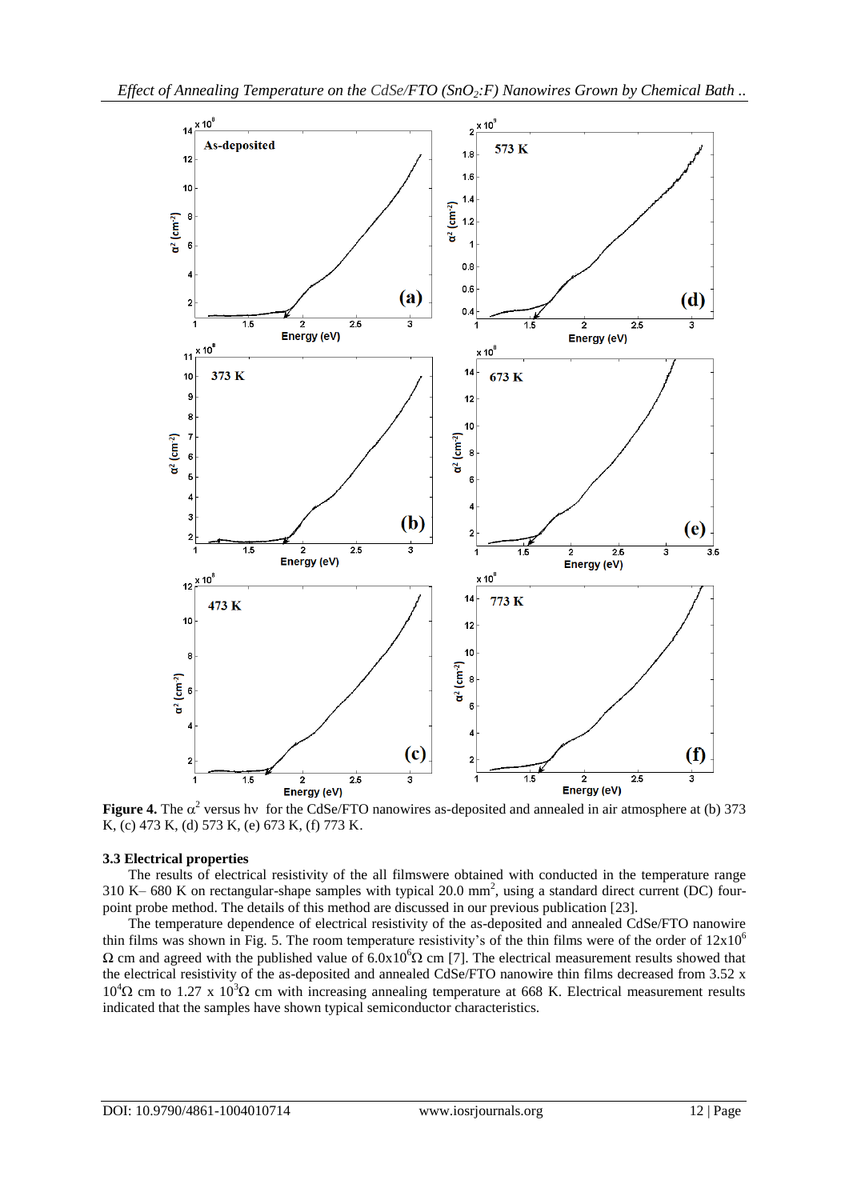**Figure 4.** The $\alpha^2$ versus hν for the CdSe/FTO nanowires as-deposited and annealed in air atmosphere at (b) 373 K, (c) 473 K, (d) 573 K, (e) 673 K, (f) 773 K.

### 3.3 Electrical properties

The results of electrical resistivity of the all filmswere obtained with conducted in the temperature range 310 K– 680 K on rectangular-shape samples with typical 20.0 $mm^2$, using a standard direct current (DC) four-point probe method. The details of this method are discussed in our previous publication [23].

The temperature dependence of electrical resistivity of the as-deposited and annealed CdSe/FTO nanowire thin films was shown in Fig. 5. The room temperature resistivity's of the thin films were of the order of $12x10^6$ Ω cm and agreed with the published value of $6.0x10^6$Ω cm [7]. The electrical measurement results showed that the electrical resistivity of the as-deposited and annealed CdSe/FTO nanowire thin films decreased from 3.52 x $10^4$Ω cm to 1.27 x $10^3$Ω cm with increasing annealing temperature at 668 K. Electrical measurement results indicated that the samples have shown typical semiconductor characteristics.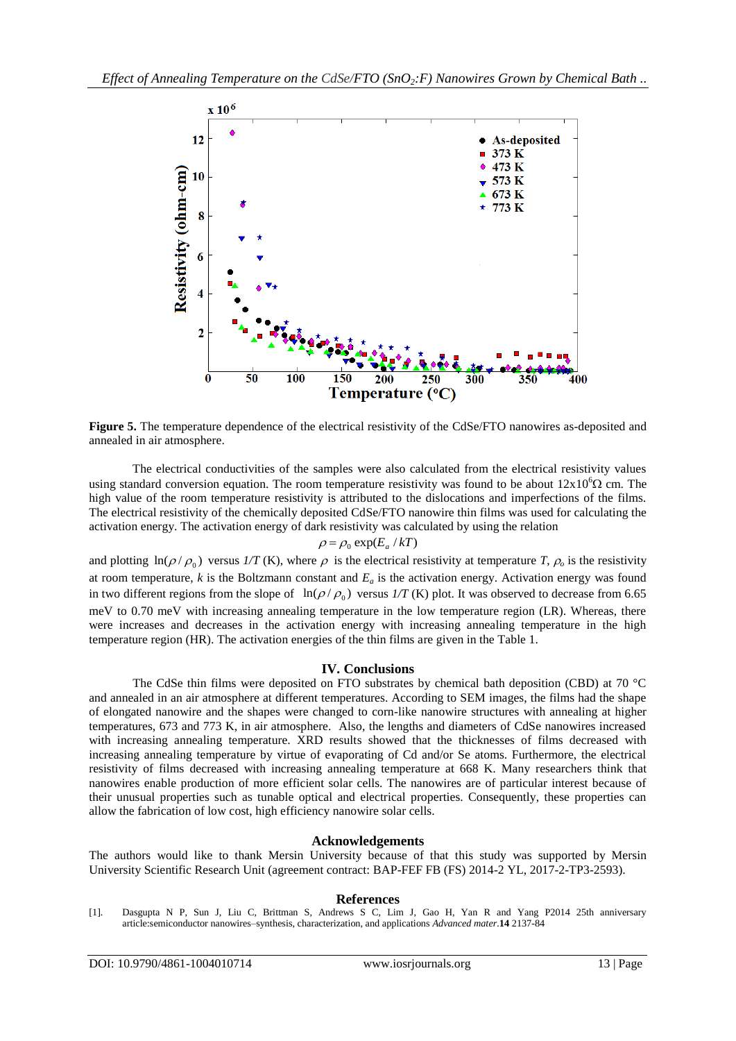**Figure 5.** The temperature dependence of the electrical resistivity of the CdSe/FTO nanowires as-deposited and annealed in air atmosphere.

The electrical conductivities of the samples were also calculated from the electrical resistivity values using standard conversion equation. The room temperature resistivity was found to be about $12x10^6\Omega$ cm. The high value of the room temperature resistivity is attributed to the dislocations and imperfections of the films. The electrical resistivity of the chemically deposited CdSe/FTO nanowire thin films was used for calculating the activation energy. The activation energy of dark resistivity was calculated by using the relation

$$\rho = \rho_0 \exp(E_a / kT)$$

and plotting $\ln(\rho / \rho_0)$ versus *1/T* (K), where $\rho$ is the electrical resistivity at temperature *T*, $\rho_o$ is the resistivity at room temperature, *k* is the Boltzmann constant and $E_a$ is the activation energy. Activation energy was found in two different regions from the slope of $\ln(\rho / \rho_0)$ versus *1/T* (K) plot. It was observed to decrease from 6.65 meV to 0.70 meV with increasing annealing temperature in the low temperature region (LR). Whereas, there were increases and decreases in the activation energy with increasing annealing temperature in the high temperature region (HR). The activation energies of the thin films are given in the Table 1.

## IV. Conclusions

The CdSe thin films were deposited on FTO substrates by chemical bath deposition (CBD) at 70 °C and annealed in an air atmosphere at different temperatures. According to SEM images, the films had the shape of elongated nanowire and the shapes were changed to corn-like nanowire structures with annealing at higher temperatures, 673 and 773 K, in air atmosphere. Also, the lengths and diameters of CdSe nanowires increased with increasing annealing temperature. XRD results showed that the thicknesses of films decreased with increasing annealing temperature by virtue of evaporating of Cd and/or Se atoms. Furthermore, the electrical resistivity of films decreased with increasing annealing temperature at 668 K. Many researchers think that nanowires enable production of more efficient solar cells. The nanowires are of particular interest because of their unusual properties such as tunable optical and electrical properties. Consequently, these properties can allow the fabrication of low cost, high efficiency nanowire solar cells.

## Acknowledgements

The authors would like to thank Mersin University because of that this study was supported by Mersin University Scientific Research Unit (agreement contract: BAP-FEF FB (FS) 2014-2 YL, 2017-2-TP3-2593).

## References

[1]. Dasgupta N P, Sun J, Liu C, Brittman S, Andrews S C, Lim J, Gao H, Yan R and Yang P2014 25th anniversary article:semiconductor nanowires–synthesis, characterization, and applications *Advanced mater.* **14** 2137-84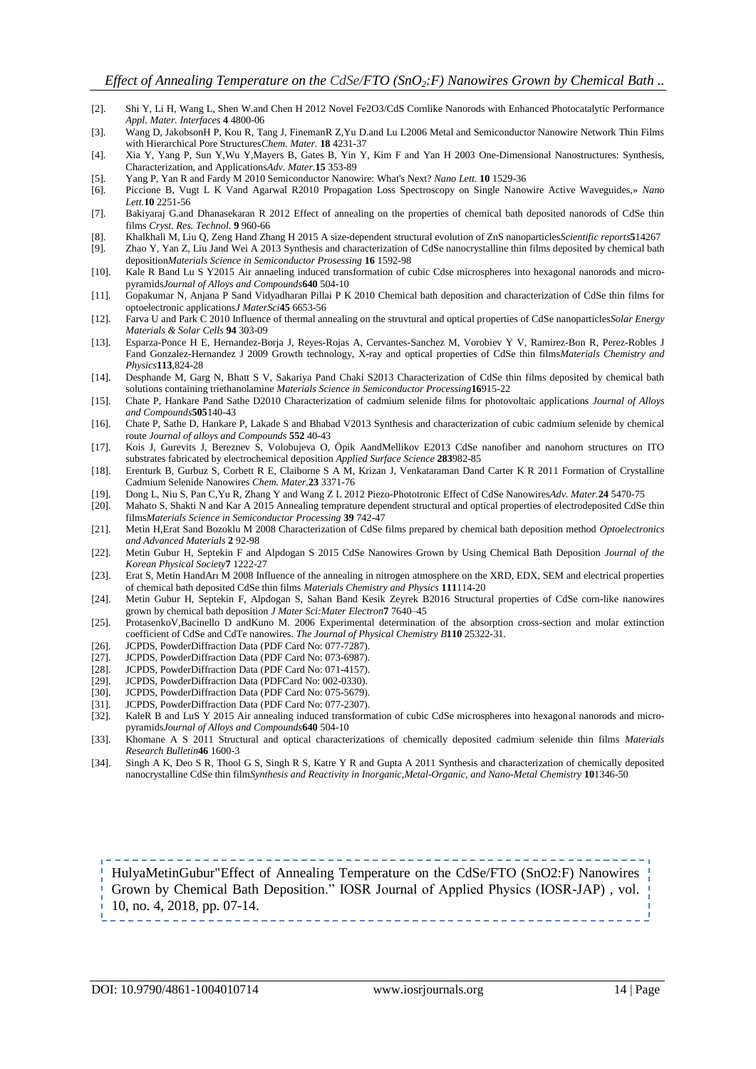[2]. Shi Y, Li H, Wang L, Shen W.and Chen H 2012 Novel Fe2O3/CdS Cornlike Nanorods with Enhanced Photocatalytic Performance *Appl. Mater. Interfaces* **4** 4800-06

[3]. Wang D, JakobsonH P, Kou R, Tang J, FinemanR Z,Yu D.and Lu L2006 Metal and Semiconductor Nanowire Network Thin Films with Hierarchical Pore Structures*Chem. Mater.* **18** 4231-37

[4]. Xia Y, Yang P, Sun Y,Wu Y,Mayers B, Gates B, Yin Y, Kim F and Yan H 2003 One-Dimensional Nanostructures: Synthesis, Characterization, and Applications*Adv. Mater.***15** 353-89

[5]. Yang P, Yan R and Fardy M 2010 Semiconductor Nanowire: What's Next? *Nano Lett.* **10** 1529-36

[6]. Piccione B, Vugt L K Vand Agarwal R2010 Propagation Loss Spectroscopy on Single Nanowire Active Waveguides,» *Nano Lett.***10** 2251-56

[7]. Bakiyaraj G.and Dhanasekaran R 2012 Effect of annealing on the properties of chemical bath deposited nanorods of CdSe thin films *Cryst. Res. Technol.* **9** 960-66

[8]. Khalkhali M, Liu Q, Zeng Hand Zhang H 2015 A size-dependent structural evolution of ZnS nanoparticles*Scientific reports***5**14267

[9]. Zhao Y, Yan Z, Liu Jand Wei A 2013 Synthesis and characterization of CdSe nanocrystalline thin films deposited by chemical bath deposition*Materials Science in Semiconductor Prosessing* **16** 1592-98

[10]. Kale R Band Lu S Y2015 Air annaeling induced transformation of cubic Cdse microspheres into hexagonal nanorods and micro-pyramids*Journal of Alloys and Compounds***640** 504-10

[11]. Gopakumar N, Anjana P Sand Vidyadharan Pillai P K 2010 Chemical bath deposition and characterization of CdSe thin films for optoelectronic applications*J MaterSci***45** 6653-56

[12]. Farva U and Park C 2010 Influence of thermal annealing on the struvtural and optical properties of CdSe nanoparticles*Solar Energy Materials & Solar Cells* **94** 303-09

[13]. Esparza-Ponce H E, Hernandez-Borja J, Reyes-Rojas A, Cervantes-Sanchez M, Vorobiev Y V, Ramirez-Bon R, Perez-Robles J Fand Gonzalez-Hernandez J 2009 Growth technology, X-ray and optical properties of CdSe thin films*Materials Chemistry and Physics***113**,824-28

[14]. Desphande M, Garg N, Bhatt S V, Sakariya Pand Chaki S2013 Characterization of CdSe thin films deposited by chemical bath solutions containing triethanolamine *Materials Science in Semiconductor Processing***16**915-22

[15]. Chate P, Hankare Pand Sathe D2010 Characterization of cadmium selenide films for photovoltaic applications *Journal of Alloys and Compounds***505**140-43

[16]. Chate P, Sathe D, Hankare P, Lakade S and Bhabad V2013 Synthesis and characterization of cubic cadmium selenide by chemical route *Journal of alloys and Compounds* **552** 40-43

[17]. Kois J, Gurevits J, Bereznev S, Volobujeva O, Öpik AandMellikov E2013 CdSe nanofiber and nanohorn structures on ITO substrates fabricated by electrochemical deposition *Applied Surface Science* **283**982-85

[18]. Erenturk B, Gurbuz S, Corbett R E, Claiborne S A M, Krizan J, Venkataraman Dand Carter K R 2011 Formation of Crystalline Cadmium Selenide Nanowires *Chem. Mater.***23** 3371-76

[19]. Dong L, Niu S, Pan C,Yu R, Zhang Y and Wang Z L 2012 Piezo-Phototronic Effect of CdSe Nanowires*Adv. Mater.***24** 5470-75

[20]. Mahato S, Shakti N and Kar A 2015 Annealing temprature dependent structural and optical properties of electrodeposited CdSe thin films*Materials Science in Semiconductor Processing* **39** 742-47

[21]. Metin H,Erat Sand Bozoklu M 2008 Characterization of CdSe films prepared by chemical bath deposition method *Optoelectronics and Advanced Materials* **2** 92-98

[22]. Metin Gubur H, Septekin F and Alpdogan S 2015 CdSe Nanowires Grown by Using Chemical Bath Deposition *Journal of the Korean Physical Society***7** 1222-27

[23]. Erat S, Metin HandArı M 2008 Influence of the annealing in nitrogen atmosphere on the XRD, EDX, SEM and electrical properties of chemical bath deposited CdSe thin films *Materials Chemistry and Physics* **111**114-20

[24]. Metin Gubur H, Septekin F, Alpdogan S, Sahan Band Kesik Zeyrek B2016 Structural properties of CdSe corn-like nanowires grown by chemical bath deposition *J Mater Sci:Mater Electron***7** 7640–45

[25]. ProtasenkoV,Bacinello D andKuno M. 2006 Experimental determination of the absorption cross-section and molar extinction coefficient of CdSe and CdTe nanowires. *The Journal of Physical Chemistry B***110** 25322-31.

[26]. JCPDS, PowderDiffraction Data (PDF Card No: 077-7287).

[27]. JCPDS, PowderDiffraction Data (PDF Card No: 073-6987).

[28]. JCPDS, PowderDiffraction Data (PDF Card No: 071-4157).

[29]. JCPDS, PowderDiffraction Data (PDFCard No: 002-0330).

[30]. JCPDS, PowderDiffraction Data (PDF Card No: 075-5679).

[31]. JCPDS, PowderDiffraction Data (PDF Card No: 077-2307).

[32]. KaleR B and LuS Y 2015 Air annealing induced transformation of cubic CdSe microspheres into hexagonal nanorods and micro-pyramids*Journal of Alloys and Compounds***640** 504-10

[33]. Khomane A S 2011 Structural and optical characterizations of chemically deposited cadmium selenide thin films *Materials Research Bulletin***46** 1600-3

[34]. Singh A K, Deo S R, Thool G S, Singh R S, Katre Y R and Gupta A 2011 Synthesis and characterization of chemically deposited nanocrystalline CdSe thin film*Synthesis and Reactivity in Inorganic,Metal-Organic, and Nano-Metal Chemistry* **10**1346-50

---

HulyaMetinGubur"Effect of Annealing Temperature on the CdSe/FTO (SnO2:F) Nanowires Grown by Chemical Bath Deposition." IOSR Journal of Applied Physics (IOSR-JAP) , vol. 10, no. 4, 2018, pp. 07-14.